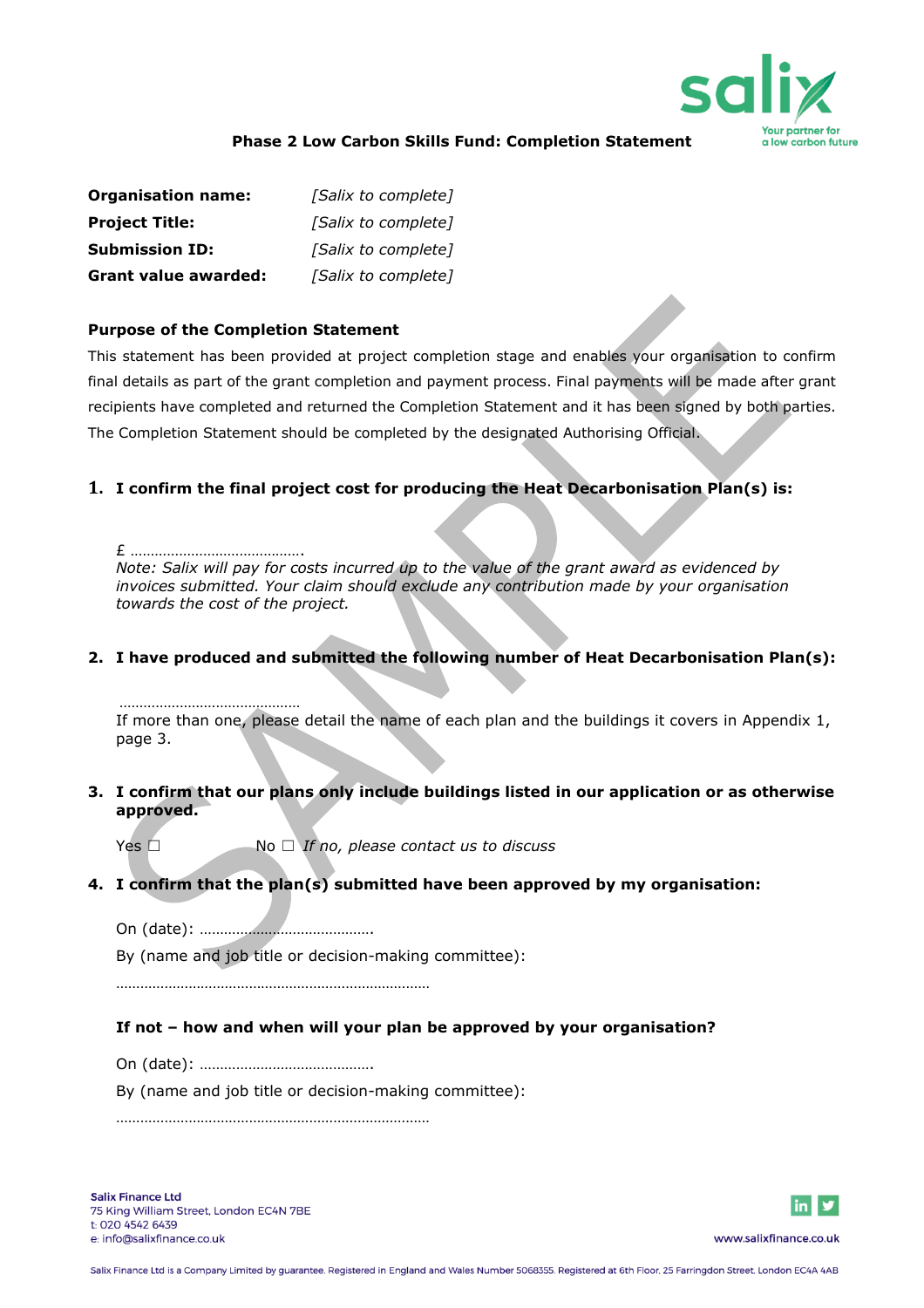**Phase 2 Low Carbon Skills Fund: Completion Statement**

| | |
|---|---|
| **Organisation name:** | *[Salix to complete]* |
| **Project Title:** | *[Salix to complete]* |
| **Submission ID:** | *[Salix to complete]* |
| **Grant value awarded:** | *[Salix to complete]* |

**Purpose of the Completion Statement**

This statement has been provided at project completion stage and enables your organisation to confirm final details as part of the grant completion and payment process. Final payments will be made after grant recipients have completed and returned the Completion Statement and it has been signed by both parties. The Completion Statement should be completed by the designated Authorising Official.

1. **I confirm the final project cost for producing the Heat Decarbonisation Plan(s) is:**

   £ …………………………………….
   *Note: Salix will pay for costs incurred up to the value of the grant award as evidenced by invoices submitted. Your claim should exclude any contribution made by your organisation towards the cost of the project.*

2. **I have produced and submitted the following number of Heat Decarbonisation Plan(s):**

   ………………………………………
   If more than one, please detail the name of each plan and the buildings it covers in Appendix 1, page 3.

3. **I confirm that our plans only include buildings listed in our application or as otherwise approved.**

   Yes ☐ No ☐ *If no, please contact us to discuss*

4. **I confirm that the plan(s) submitted have been approved by my organisation:**

   On (date): …………………………………….

   By (name and job title or decision-making committee):

   ……………………………………………………………………

   **If not – how and when will your plan be approved by your organisation?**

   On (date): …………………………………….

   By (name and job title or decision-making committee):

   ……………………………………………………………………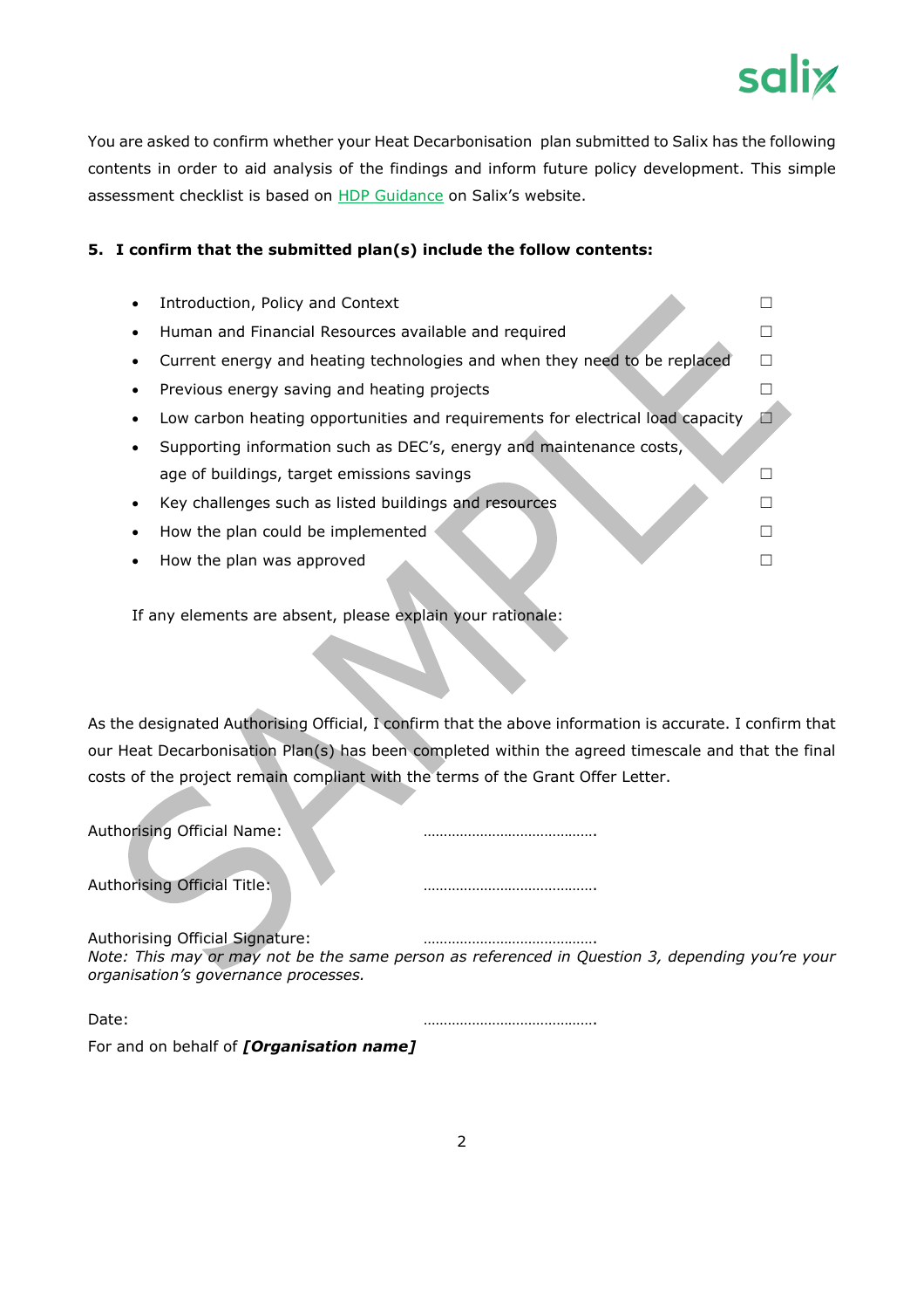You are asked to confirm whether your Heat Decarbonisation plan submitted to Salix has the following contents in order to aid analysis of the findings and inform future policy development. This simple assessment checklist is based on HDP Guidance on Salix's website.

**5. I confirm that the submitted plan(s) include the follow contents:**

- Introduction, Policy and Context ☐
- Human and Financial Resources available and required ☐
- Current energy and heating technologies and when they need to be replaced ☐
- Previous energy saving and heating projects ☐
- Low carbon heating opportunities and requirements for electrical load capacity ☐
- Supporting information such as DEC's, energy and maintenance costs, age of buildings, target emissions savings ☐
- Key challenges such as listed buildings and resources ☐
- How the plan could be implemented ☐
- How the plan was approved ☐

If any elements are absent, please explain your rationale:

As the designated Authorising Official, I confirm that the above information is accurate. I confirm that our Heat Decarbonisation Plan(s) has been completed within the agreed timescale and that the final costs of the project remain compliant with the terms of the Grant Offer Letter.

Authorising Official Name: …………………………………….

Authorising Official Title: …………………………………….

Authorising Official Signature: …………………………………….

*Note: This may or may not be the same person as referenced in Question 3, depending you're your organisation's governance processes.*

Date: …………………………………….

For and on behalf of ***[Organisation name]***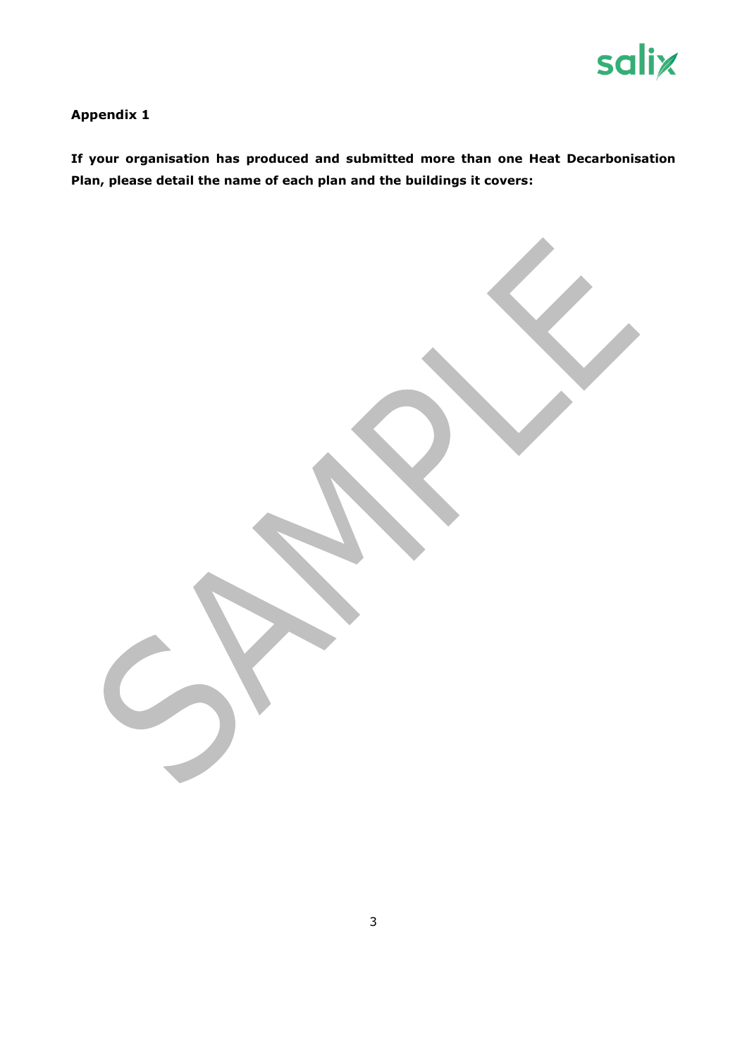**Appendix 1**

**If your organisation has produced and submitted more than one Heat Decarbonisation Plan, please detail the name of each plan and the buildings it covers:**